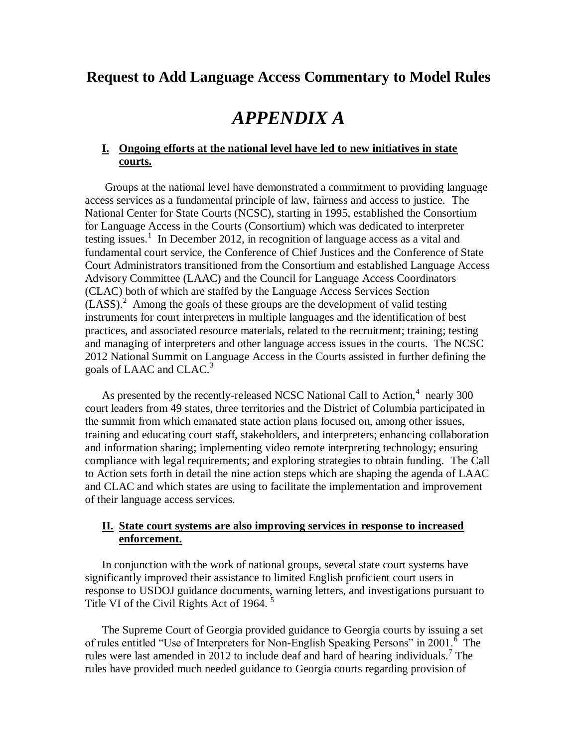# Request to Add Language Access Commentary to Model Rules

# *APPENDIX A*

## **I. Ongoing efforts at the national level have led to new initiatives in state courts.**

Groups at the national level have demonstrated a commitment to providing language access services as a fundamental principle of law, fairness and access to justice. The National Center for State Courts (NCSC), starting in 1995, established the Consortium for Language Access in the Courts (Consortium) which was dedicated to interpreter testing issues.[1] In December 2012, in recognition of language access as a vital and fundamental court service, the Conference of Chief Justices and the Conference of State Court Administrators transitioned from the Consortium and established Language Access Advisory Committee (LAAC) and the Council for Language Access Coordinators (CLAC) both of which are staffed by the Language Access Services Section (LASS).[2] Among the goals of these groups are the development of valid testing instruments for court interpreters in multiple languages and the identification of best practices, and associated resource materials, related to the recruitment; training; testing and managing of interpreters and other language access issues in the courts. The NCSC 2012 National Summit on Language Access in the Courts assisted in further defining the goals of LAAC and CLAC.[3]

As presented by the recently-released NCSC National Call to Action,[4] nearly 300 court leaders from 49 states, three territories and the District of Columbia participated in the summit from which emanated state action plans focused on, among other issues, training and educating court staff, stakeholders, and interpreters; enhancing collaboration and information sharing; implementing video remote interpreting technology; ensuring compliance with legal requirements; and exploring strategies to obtain funding. The Call to Action sets forth in detail the nine action steps which are shaping the agenda of LAAC and CLAC and which states are using to facilitate the implementation and improvement of their language access services.

## **II. State court systems are also improving services in response to increased enforcement.**

In conjunction with the work of national groups, several state court systems have significantly improved their assistance to limited English proficient court users in response to USDOJ guidance documents, warning letters, and investigations pursuant to Title VI of the Civil Rights Act of 1964.[5]

The Supreme Court of Georgia provided guidance to Georgia courts by issuing a set of rules entitled "Use of Interpreters for Non-English Speaking Persons" in 2001.[6] The rules were last amended in 2012 to include deaf and hard of hearing individuals.[7] The rules have provided much needed guidance to Georgia courts regarding provision of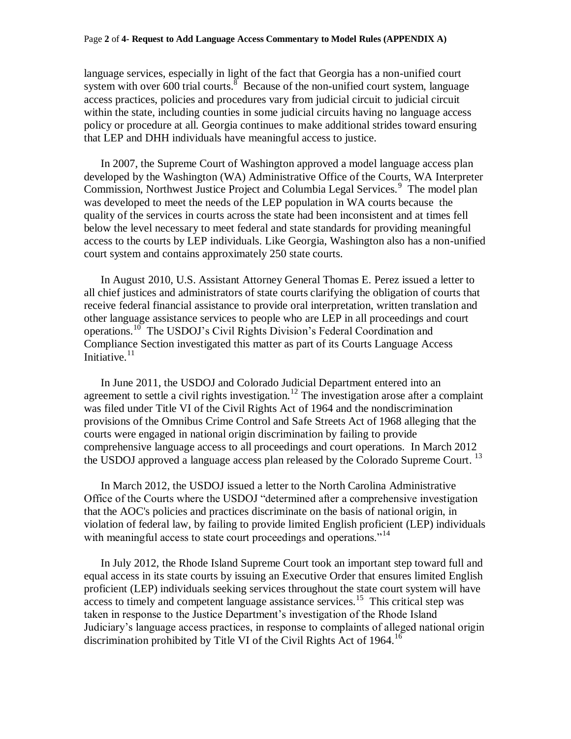language services, especially in light of the fact that Georgia has a non-unified court system with over 600 trial courts.[8] Because of the non-unified court system, language access practices, policies and procedures vary from judicial circuit to judicial circuit within the state, including counties in some judicial circuits having no language access policy or procedure at all. Georgia continues to make additional strides toward ensuring that LEP and DHH individuals have meaningful access to justice.

In 2007, the Supreme Court of Washington approved a model language access plan developed by the Washington (WA) Administrative Office of the Courts, WA Interpreter Commission, Northwest Justice Project and Columbia Legal Services.[9] The model plan was developed to meet the needs of the LEP population in WA courts because the quality of the services in courts across the state had been inconsistent and at times fell below the level necessary to meet federal and state standards for providing meaningful access to the courts by LEP individuals. Like Georgia, Washington also has a non-unified court system and contains approximately 250 state courts.

In August 2010, U.S. Assistant Attorney General Thomas E. Perez issued a letter to all chief justices and administrators of state courts clarifying the obligation of courts that receive federal financial assistance to provide oral interpretation, written translation and other language assistance services to people who are LEP in all proceedings and court operations.[10] The USDOJ's Civil Rights Division's Federal Coordination and Compliance Section investigated this matter as part of its Courts Language Access Initiative.[11]

In June 2011, the USDOJ and Colorado Judicial Department entered into an agreement to settle a civil rights investigation.[12] The investigation arose after a complaint was filed under Title VI of the Civil Rights Act of 1964 and the nondiscrimination provisions of the Omnibus Crime Control and Safe Streets Act of 1968 alleging that the courts were engaged in national origin discrimination by failing to provide comprehensive language access to all proceedings and court operations. In March 2012 the USDOJ approved a language access plan released by the Colorado Supreme Court.[13]

In March 2012, the USDOJ issued a letter to the North Carolina Administrative Office of the Courts where the USDOJ "determined after a comprehensive investigation that the AOC's policies and practices discriminate on the basis of national origin, in violation of federal law, by failing to provide limited English proficient (LEP) individuals with meaningful access to state court proceedings and operations."[14]

In July 2012, the Rhode Island Supreme Court took an important step toward full and equal access in its state courts by issuing an Executive Order that ensures limited English proficient (LEP) individuals seeking services throughout the state court system will have access to timely and competent language assistance services.[15] This critical step was taken in response to the Justice Department's investigation of the Rhode Island Judiciary's language access practices, in response to complaints of alleged national origin discrimination prohibited by Title VI of the Civil Rights Act of 1964.[16]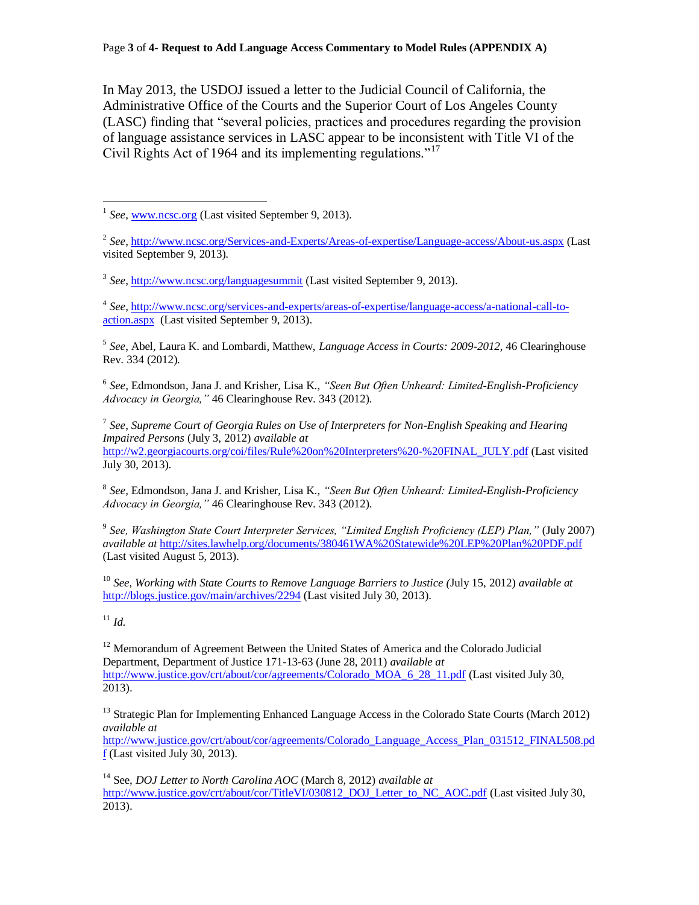In May 2013, the USDOJ issued a letter to the Judicial Council of California, the Administrative Office of the Courts and the Superior Court of Los Angeles County (LASC) finding that "several policies, practices and procedures regarding the provision of language assistance services in LASC appear to be inconsistent with Title VI of the Civil Rights Act of 1964 and its implementing regulations."[17]

---

[1] *See*, www.ncsc.org (Last visited September 9, 2013).

[2] *See*, http://www.ncsc.org/Services-and-Experts/Areas-of-expertise/Language-access/About-us.aspx (Last visited September 9, 2013).

[3] *See*, http://www.ncsc.org/languagesummit (Last visited September 9, 2013).

[4] *See*, http://www.ncsc.org/services-and-experts/areas-of-expertise/language-access/a-national-call-to-action.aspx (Last visited September 9, 2013).

[5] *See*, Abel, Laura K. and Lombardi, Matthew, *Language Access in Courts: 2009-2012*, 46 Clearinghouse Rev. 334 (2012).

[6] *See*, Edmondson, Jana J. and Krisher, Lisa K., *"Seen But Often Unheard: Limited-English-Proficiency Advocacy in Georgia,"* 46 Clearinghouse Rev. 343 (2012).

[7] *See*, *Supreme Court of Georgia Rules on Use of Interpreters for Non-English Speaking and Hearing Impaired Persons* (July 3, 2012) *available at* http://w2.georgiacourts.org/coi/files/Rule%20on%20Interpreters%20-%20FINAL_JULY.pdf (Last visited July 30, 2013).

[8] *See*, Edmondson, Jana J. and Krisher, Lisa K., *"Seen But Often Unheard: Limited-English-Proficiency Advocacy in Georgia,"* 46 Clearinghouse Rev. 343 (2012).

[9] *See, Washington State Court Interpreter Services, "Limited English Proficiency (LEP) Plan,"* (July 2007) *available at* http://sites.lawhelp.org/documents/380461WA%20Statewide%20LEP%20Plan%20PDF.pdf (Last visited August 5, 2013).

[10] *See, Working with State Courts to Remove Language Barriers to Justice (*July 15, 2012) *available at* http://blogs.justice.gov/main/archives/2294 (Last visited July 30, 2013).

[11] *Id.*

[12] Memorandum of Agreement Between the United States of America and the Colorado Judicial Department, Department of Justice 171-13-63 (June 28, 2011) *available at* http://www.justice.gov/crt/about/cor/agreements/Colorado_MOA_6_28_11.pdf (Last visited July 30, 2013).

[13] Strategic Plan for Implementing Enhanced Language Access in the Colorado State Courts (March 2012) *available at* http://www.justice.gov/crt/about/cor/agreements/Colorado_Language_Access_Plan_031512_FINAL508.pdf (Last visited July 30, 2013).

[14] See, *DOJ Letter to North Carolina AOC* (March 8, 2012) *available at* http://www.justice.gov/crt/about/cor/TitleVI/030812_DOJ_Letter_to_NC_AOC.pdf (Last visited July 30, 2013).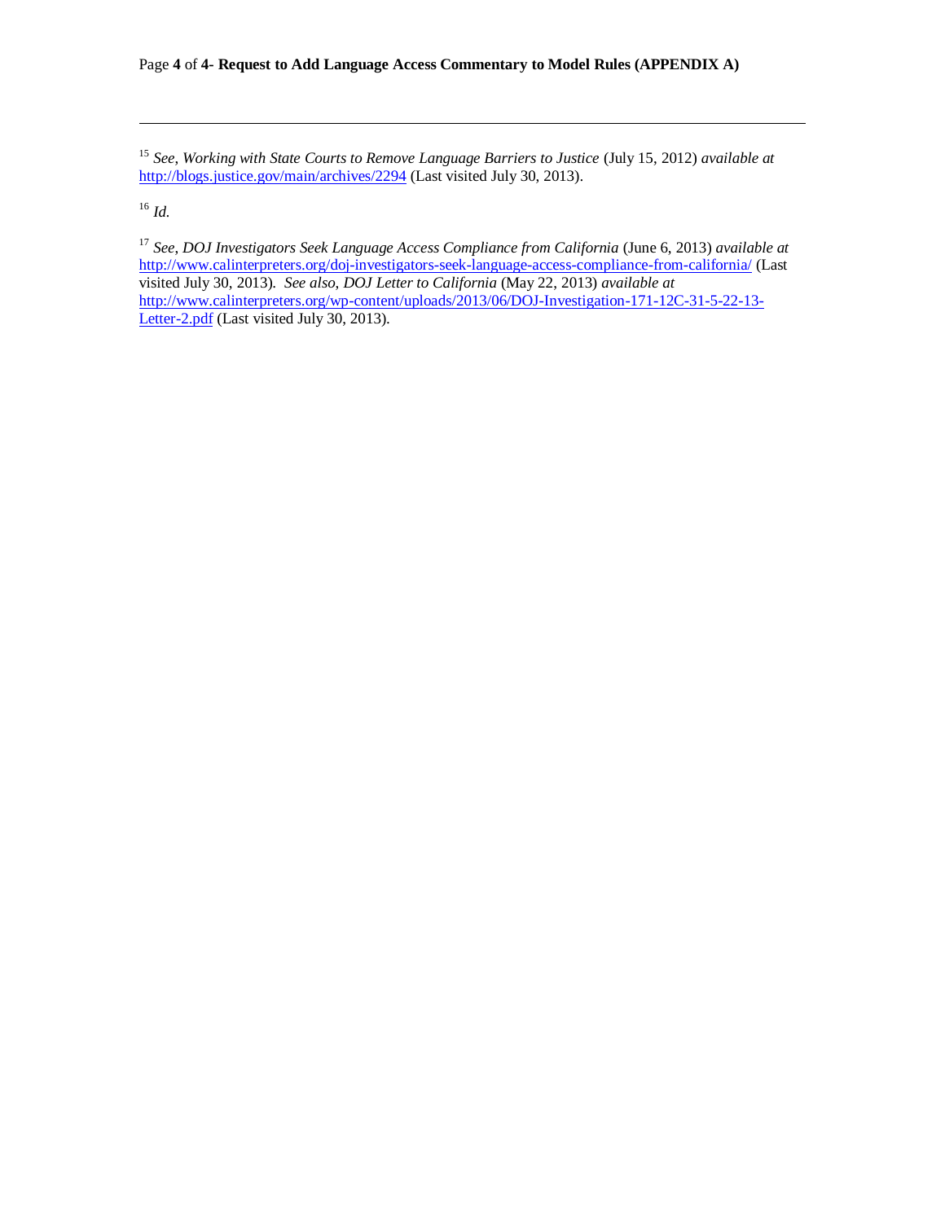---

[15] *See, Working with State Courts to Remove Language Barriers to Justice* (July 15, 2012) *available at* http://blogs.justice.gov/main/archives/2294 (Last visited July 30, 2013).

[16] *Id.*

[17] *See, DOJ Investigators Seek Language Access Compliance from California* (June 6, 2013) *available at* http://www.calinterpreters.org/doj-investigators-seek-language-access-compliance-from-california/ (Last visited July 30, 2013). *See also*, *DOJ Letter to California* (May 22, 2013) *available at* http://www.calinterpreters.org/wp-content/uploads/2013/06/DOJ-Investigation-171-12C-31-5-22-13-Letter-2.pdf (Last visited July 30, 2013).